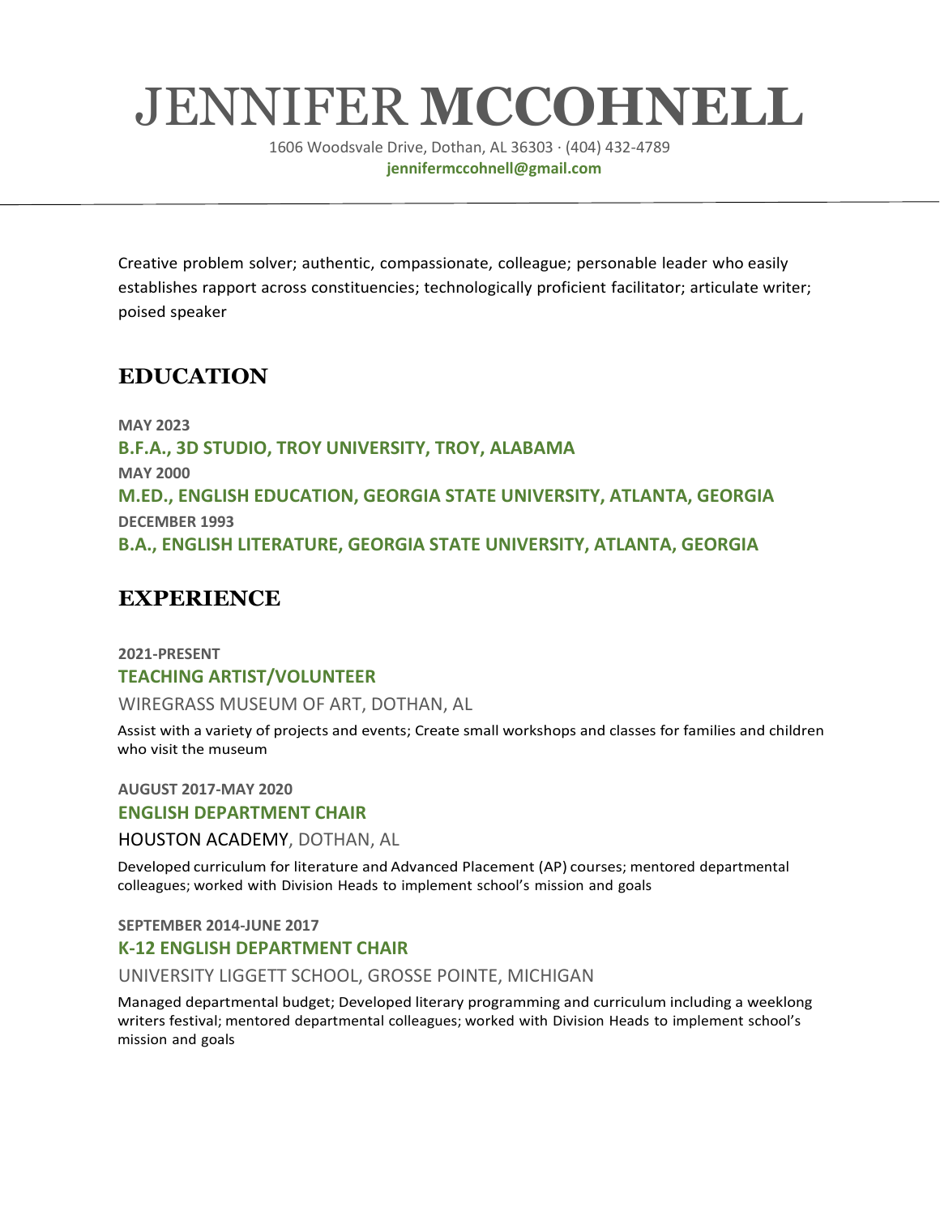# JENNIFER **MCCOHNELL**

1606 Woodsvale Drive, Dothan, AL 36303 · (404) 432-4789
**jennifermccohnell@gmail.com**

---

Creative problem solver; authentic, compassionate, colleague; personable leader who easily establishes rapport across constituencies; technologically proficient facilitator; articulate writer; poised speaker

## EDUCATION

**MAY 2023**
### B.F.A., 3D STUDIO, TROY UNIVERSITY, TROY, ALABAMA

**MAY 2000**
### M.ED., ENGLISH EDUCATION, GEORGIA STATE UNIVERSITY, ATLANTA, GEORGIA

**DECEMBER 1993**
### B.A., ENGLISH LITERATURE, GEORGIA STATE UNIVERSITY, ATLANTA, GEORGIA

## EXPERIENCE

**2021-PRESENT**
### TEACHING ARTIST/VOLUNTEER
WIREGRASS MUSEUM OF ART, DOTHAN, AL

Assist with a variety of projects and events; Create small workshops and classes for families and children who visit the museum

**AUGUST 2017-MAY 2020**
### ENGLISH DEPARTMENT CHAIR
HOUSTON ACADEMY, DOTHAN, AL

Developed curriculum for literature and Advanced Placement (AP) courses; mentored departmental colleagues; worked with Division Heads to implement school's mission and goals

**SEPTEMBER 2014-JUNE 2017**
### K-12 ENGLISH DEPARTMENT CHAIR
UNIVERSITY LIGGETT SCHOOL, GROSSE POINTE, MICHIGAN

Managed departmental budget; Developed literary programming and curriculum including a weeklong writers festival; mentored departmental colleagues; worked with Division Heads to implement school's mission and goals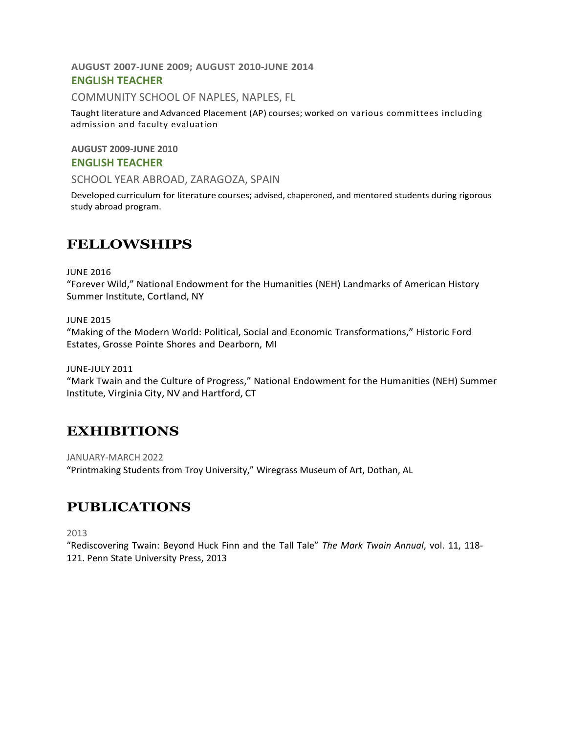**AUGUST 2007-JUNE 2009; AUGUST 2010-JUNE 2014**

### ENGLISH TEACHER

COMMUNITY SCHOOL OF NAPLES, NAPLES, FL

Taught literature and Advanced Placement (AP) courses; worked on various committees including admission and faculty evaluation

**AUGUST 2009-JUNE 2010**

### ENGLISH TEACHER

SCHOOL YEAR ABROAD, ZARAGOZA, SPAIN

Developed curriculum for literature courses; advised, chaperoned, and mentored students during rigorous study abroad program.

## FELLOWSHIPS

JUNE 2016
"Forever Wild," National Endowment for the Humanities (NEH) Landmarks of American History Summer Institute, Cortland, NY

JUNE 2015
"Making of the Modern World: Political, Social and Economic Transformations," Historic Ford Estates, Grosse Pointe Shores and Dearborn, MI

JUNE-JULY 2011
"Mark Twain and the Culture of Progress," National Endowment for the Humanities (NEH) Summer Institute, Virginia City, NV and Hartford, CT

## EXHIBITIONS

JANUARY-MARCH 2022
"Printmaking Students from Troy University," Wiregrass Museum of Art, Dothan, AL

## PUBLICATIONS

2013
"Rediscovering Twain: Beyond Huck Finn and the Tall Tale" *The Mark Twain Annual*, vol. 11, 118-121. Penn State University Press, 2013